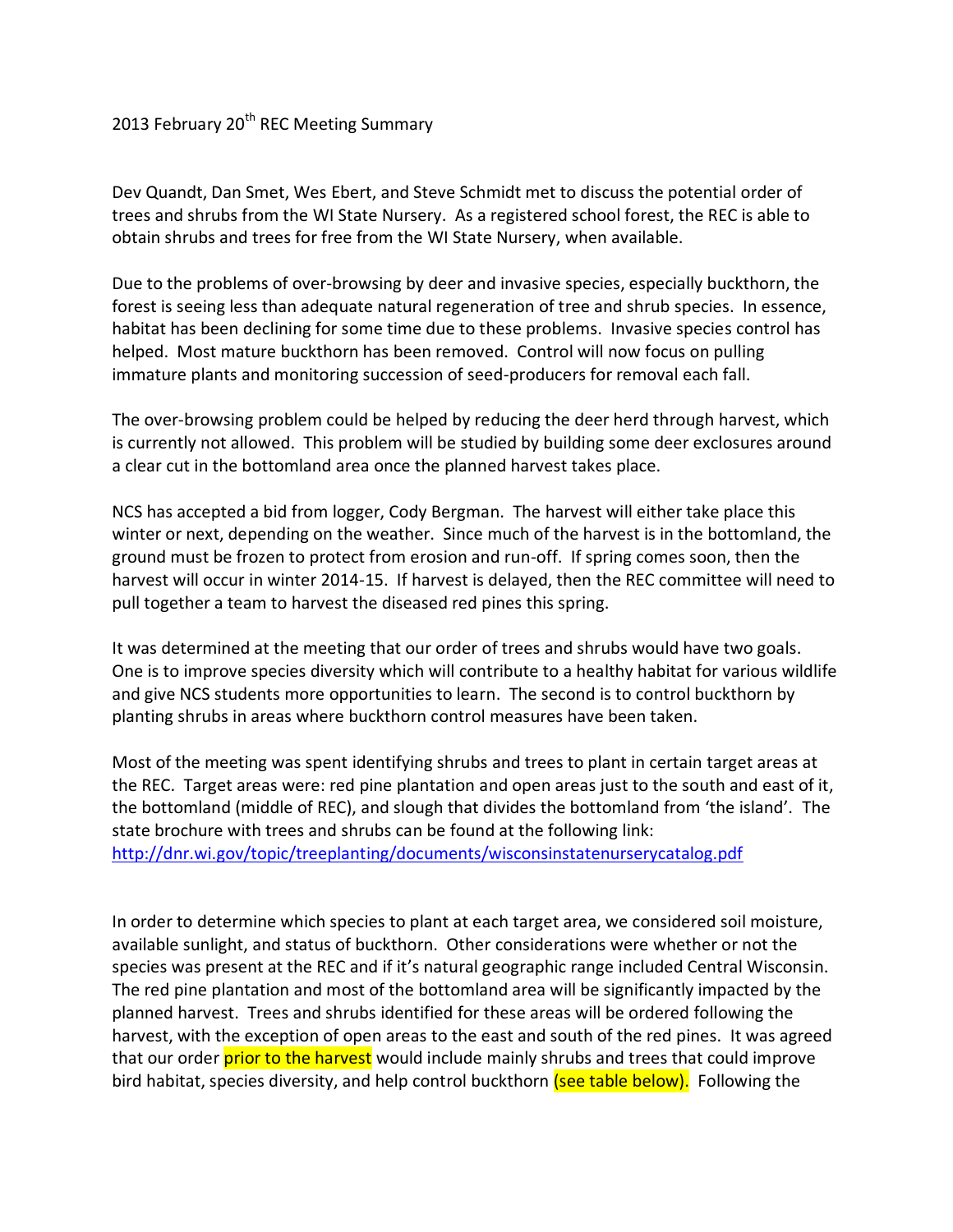2013 February 20th REC Meeting Summary

Dev Quandt, Dan Smet, Wes Ebert, and Steve Schmidt met to discuss the potential order of trees and shrubs from the WI State Nursery. As a registered school forest, the REC is able to obtain shrubs and trees for free from the WI State Nursery, when available.

Due to the problems of over-browsing by deer and invasive species, especially buckthorn, the forest is seeing less than adequate natural regeneration of tree and shrub species. In essence, habitat has been declining for some time due to these problems. Invasive species control has helped. Most mature buckthorn has been removed. Control will now focus on pulling immature plants and monitoring succession of seed-producers for removal each fall.

The over-browsing problem could be helped by reducing the deer herd through harvest, which is currently not allowed. This problem will be studied by building some deer exclosures around a clear cut in the bottomland area once the planned harvest takes place.

NCS has accepted a bid from logger, Cody Bergman. The harvest will either take place this winter or next, depending on the weather. Since much of the harvest is in the bottomland, the ground must be frozen to protect from erosion and run-off. If spring comes soon, then the harvest will occur in winter 2014-15. If harvest is delayed, then the REC committee will need to pull together a team to harvest the diseased red pines this spring.

It was determined at the meeting that our order of trees and shrubs would have two goals. One is to improve species diversity which will contribute to a healthy habitat for various wildlife and give NCS students more opportunities to learn. The second is to control buckthorn by planting shrubs in areas where buckthorn control measures have been taken.

Most of the meeting was spent identifying shrubs and trees to plant in certain target areas at the REC. Target areas were: red pine plantation and open areas just to the south and east of it, the bottomland (middle of REC), and slough that divides the bottomland from 'the island'. The state brochure with trees and shrubs can be found at the following link: http://dnr.wi.gov/topic/treeplanting/documents/wisconsinstatenurserycatalog.pdf

In order to determine which species to plant at each target area, we considered soil moisture, available sunlight, and status of buckthorn. Other considerations were whether or not the species was present at the REC and if it's natural geographic range included Central Wisconsin. The red pine plantation and most of the bottomland area will be significantly impacted by the planned harvest. Trees and shrubs identified for these areas will be ordered following the harvest, with the exception of open areas to the east and south of the red pines. It was agreed that our order prior to the harvest would include mainly shrubs and trees that could improve bird habitat, species diversity, and help control buckthorn (see table below). Following the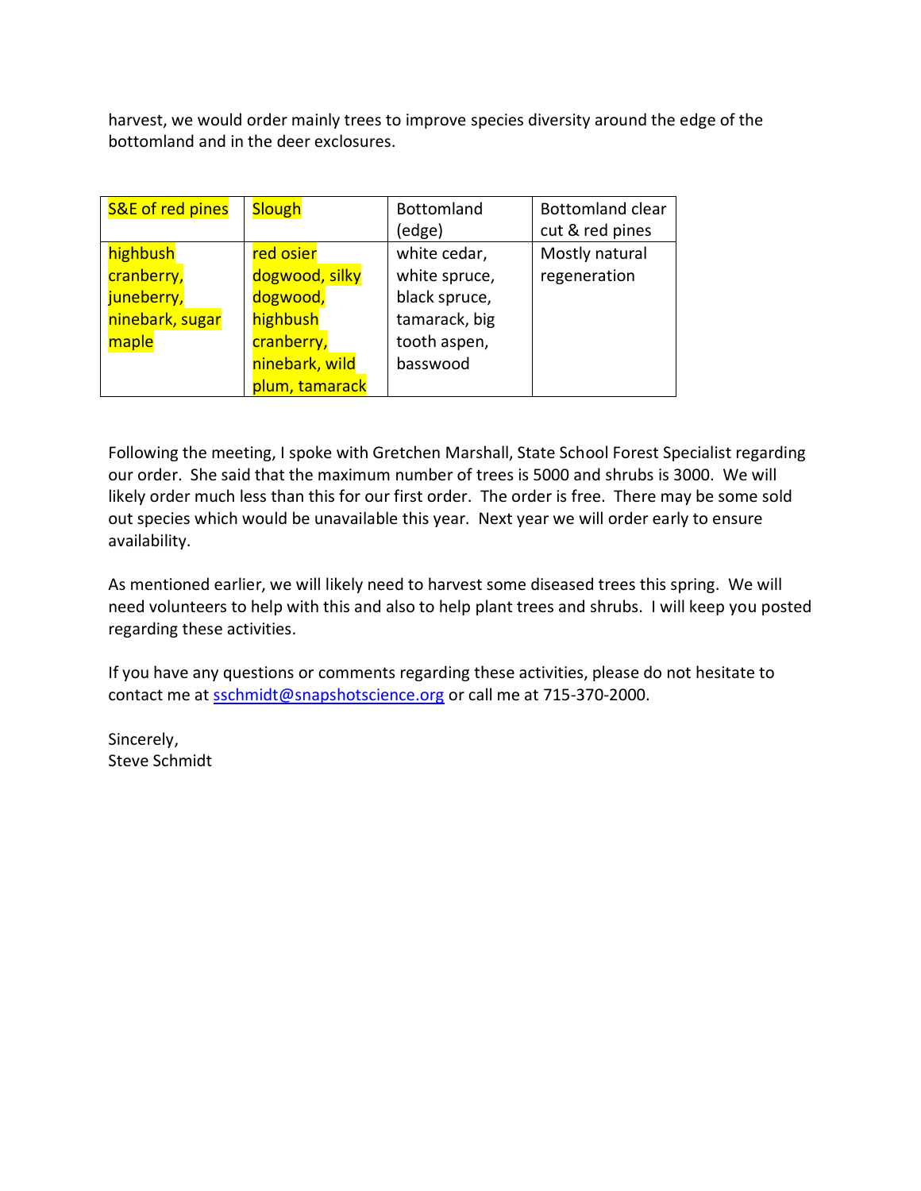harvest, we would order mainly trees to improve species diversity around the edge of the bottomland and in the deer exclosures.

| S&E of red pines | Slough | Bottomland (edge) | Bottomland clear cut & red pines |
|---|---|---|---|
| highbush cranberry, juneberry, ninebark, sugar maple | red osier dogwood, silky dogwood, highbush cranberry, ninebark, wild plum, tamarack | white cedar, white spruce, black spruce, tamarack, big tooth aspen, basswood | Mostly natural regeneration |

Following the meeting, I spoke with Gretchen Marshall, State School Forest Specialist regarding our order. She said that the maximum number of trees is 5000 and shrubs is 3000. We will likely order much less than this for our first order. The order is free. There may be some sold out species which would be unavailable this year. Next year we will order early to ensure availability.

As mentioned earlier, we will likely need to harvest some diseased trees this spring. We will need volunteers to help with this and also to help plant trees and shrubs. I will keep you posted regarding these activities.

If you have any questions or comments regarding these activities, please do not hesitate to contact me at sschmidt@snapshotscience.org or call me at 715-370-2000.

Sincerely,
Steve Schmidt